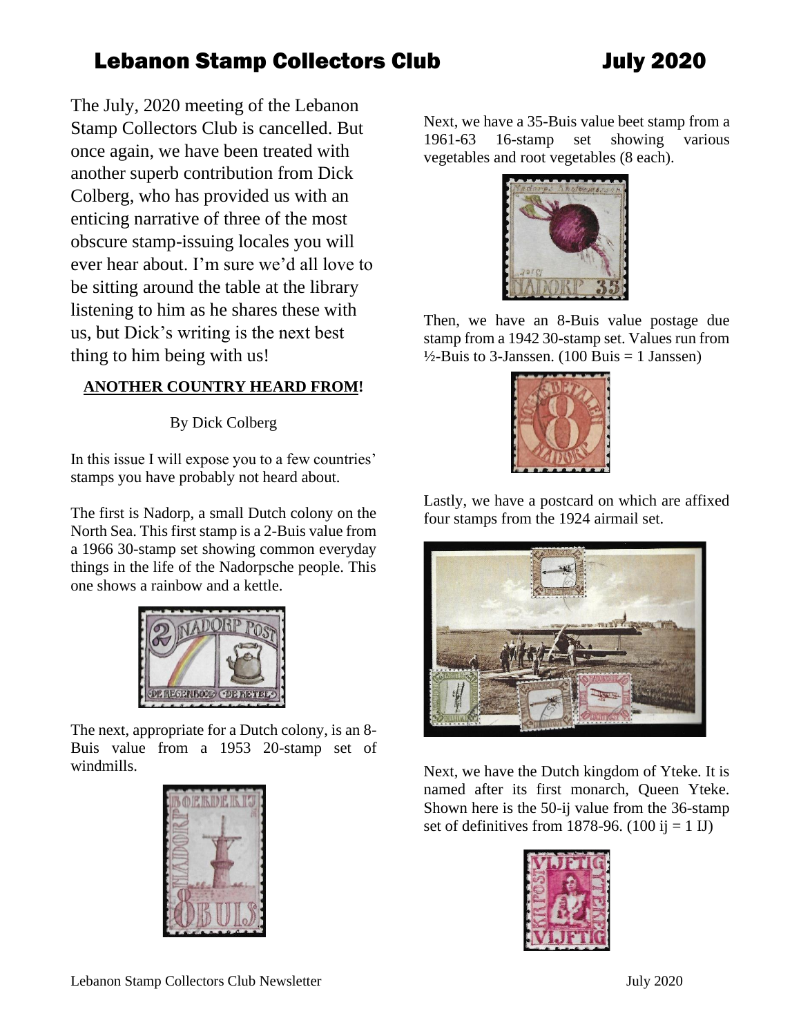# Lebanon Stamp Collectors Club July 2020

The July, 2020 meeting of the Lebanon Stamp Collectors Club is cancelled. But once again, we have been treated with another superb contribution from Dick Colberg, who has provided us with an enticing narrative of three of the most obscure stamp-issuing locales you will ever hear about. I'm sure we'd all love to be sitting around the table at the library listening to him as he shares these with us, but Dick's writing is the next best thing to him being with us!

**ANOTHER COUNTRY HEARD FROM!**

By Dick Colberg

In this issue I will expose you to a few countries' stamps you have probably not heard about.

The first is Nadorp, a small Dutch colony on the North Sea. This first stamp is a 2-Buis value from a 1966 30-stamp set showing common everyday things in the life of the Nadorpsche people. This one shows a rainbow and a kettle.

The next, appropriate for a Dutch colony, is an 8-Buis value from a 1953 20-stamp set of windmills.

Next, we have a 35-Buis value beet stamp from a 1961-63 16-stamp set showing various vegetables and root vegetables (8 each).

Then, we have an 8-Buis value postage due stamp from a 1942 30-stamp set. Values run from ½-Buis to 3-Janssen. (100 Buis = 1 Janssen)

Lastly, we have a postcard on which are affixed four stamps from the 1924 airmail set.

Next, we have the Dutch kingdom of Yteke. It is named after its first monarch, Queen Yteke. Shown here is the 50-ij value from the 36-stamp set of definitives from 1878-96. (100 ij = 1 IJ)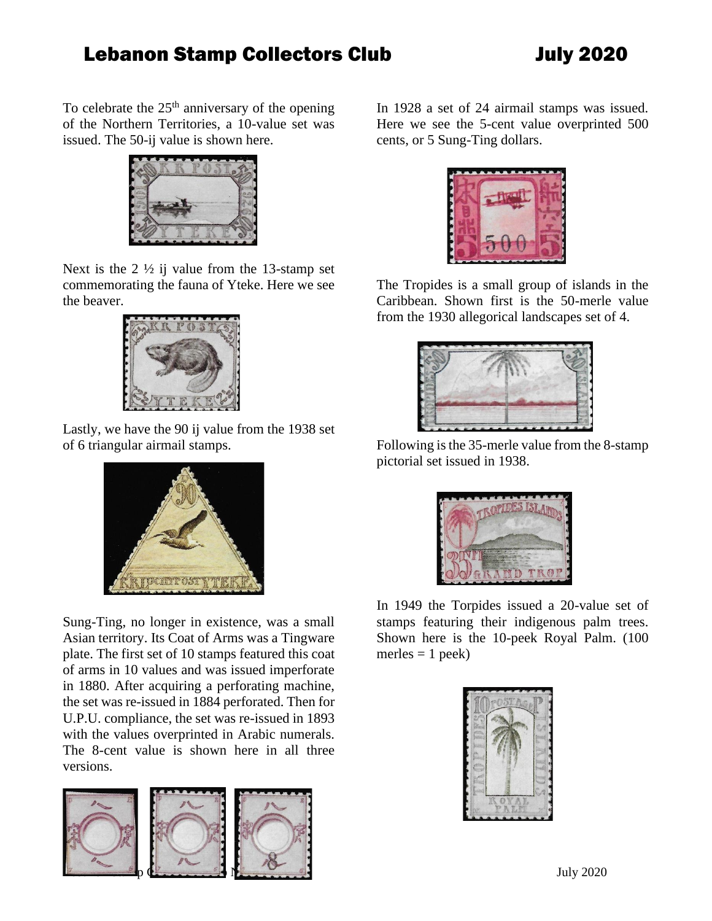To celebrate the 25th anniversary of the opening of the Northern Territories, a 10-value set was issued. The 50-ij value is shown here.

Next is the 2 ½ ij value from the 13-stamp set commemorating the fauna of Yteke. Here we see the beaver.

Lastly, we have the 90 ij value from the 1938 set of 6 triangular airmail stamps.

Sung-Ting, no longer in existence, was a small Asian territory. Its Coat of Arms was a Tingware plate. The first set of 10 stamps featured this coat of arms in 10 values and was issued imperforate in 1880. After acquiring a perforating machine, the set was re-issued in 1884 perforated. Then for U.P.U. compliance, the set was re-issued in 1893 with the values overprinted in Arabic numerals. The 8-cent value is shown here in all three versions.

In 1928 a set of 24 airmail stamps was issued. Here we see the 5-cent value overprinted 500 cents, or 5 Sung-Ting dollars.

The Tropides is a small group of islands in the Caribbean. Shown first is the 50-merle value from the 1930 allegorical landscapes set of 4.

Following is the 35-merle value from the 8-stamp pictorial set issued in 1938.

In 1949 the Torpides issued a 20-value set of stamps featuring their indigenous palm trees. Shown here is the 10-peek Royal Palm. (100 merles = 1 peek)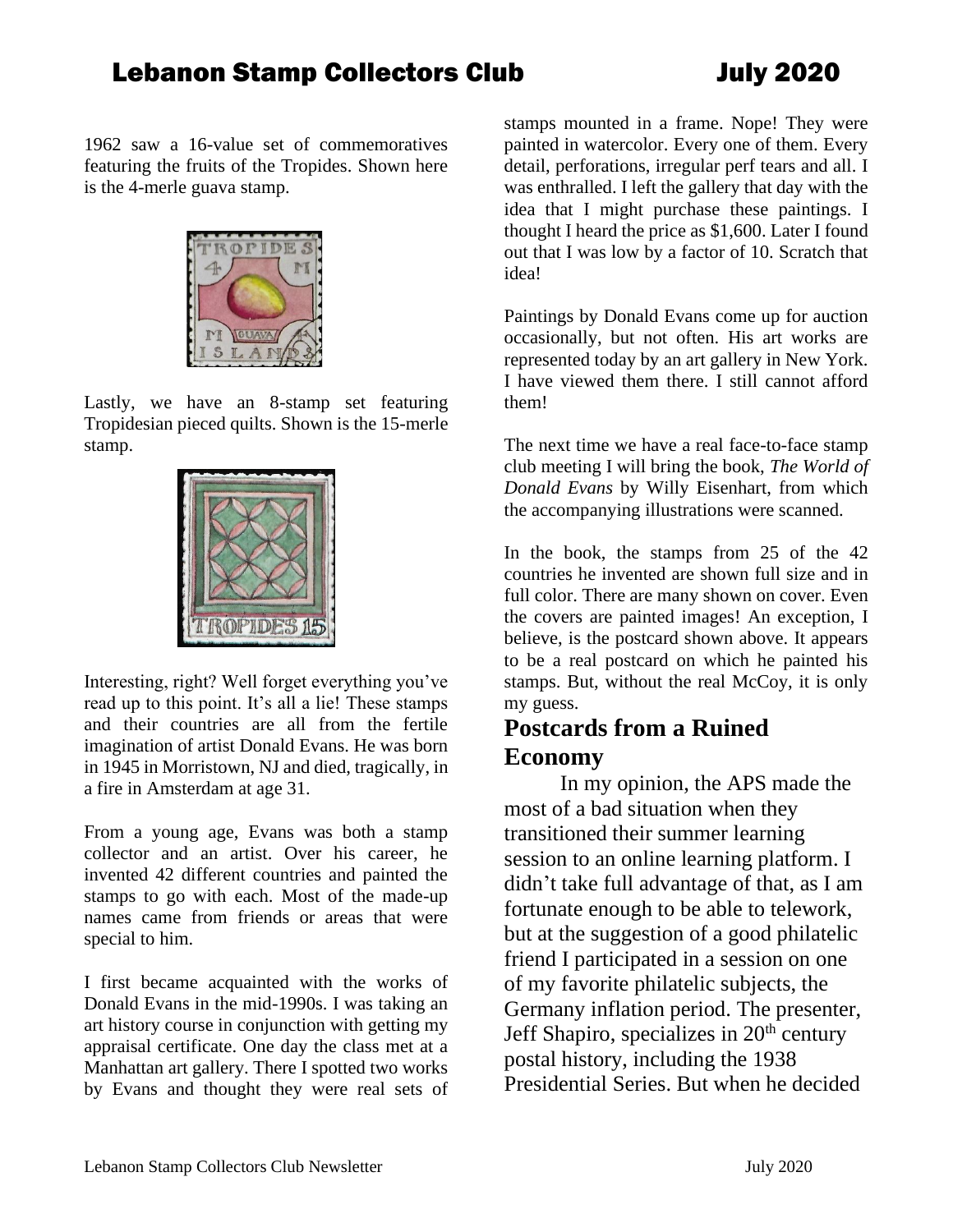1962 saw a 16-value set of commemoratives featuring the fruits of the Tropides. Shown here is the 4-merle guava stamp.

Lastly, we have an 8-stamp set featuring Tropidesian pieced quilts. Shown is the 15-merle stamp.

Interesting, right? Well forget everything you've read up to this point. It's all a lie! These stamps and their countries are all from the fertile imagination of artist Donald Evans. He was born in 1945 in Morristown, NJ and died, tragically, in a fire in Amsterdam at age 31.

From a young age, Evans was both a stamp collector and an artist. Over his career, he invented 42 different countries and painted the stamps to go with each. Most of the made-up names came from friends or areas that were special to him.

I first became acquainted with the works of Donald Evans in the mid-1990s. I was taking an art history course in conjunction with getting my appraisal certificate. One day the class met at a Manhattan art gallery. There I spotted two works by Evans and thought they were real sets of stamps mounted in a frame. Nope! They were painted in watercolor. Every one of them. Every detail, perforations, irregular perf tears and all. I was enthralled. I left the gallery that day with the idea that I might purchase these paintings. I thought I heard the price as $1,600. Later I found out that I was low by a factor of 10. Scratch that idea!

Paintings by Donald Evans come up for auction occasionally, but not often. His art works are represented today by an art gallery in New York. I have viewed them there. I still cannot afford them!

The next time we have a real face-to-face stamp club meeting I will bring the book, *The World of Donald Evans* by Willy Eisenhart, from which the accompanying illustrations were scanned.

In the book, the stamps from 25 of the 42 countries he invented are shown full size and in full color. There are many shown on cover. Even the covers are painted images! An exception, I believe, is the postcard shown above. It appears to be a real postcard on which he painted his stamps. But, without the real McCoy, it is only my guess.

## Postcards from a Ruined Economy

In my opinion, the APS made the most of a bad situation when they transitioned their summer learning session to an online learning platform. I didn't take full advantage of that, as I am fortunate enough to be able to telework, but at the suggestion of a good philatelic friend I participated in a session on one of my favorite philatelic subjects, the Germany inflation period. The presenter, Jeff Shapiro, specializes in 20th century postal history, including the 1938 Presidential Series. But when he decided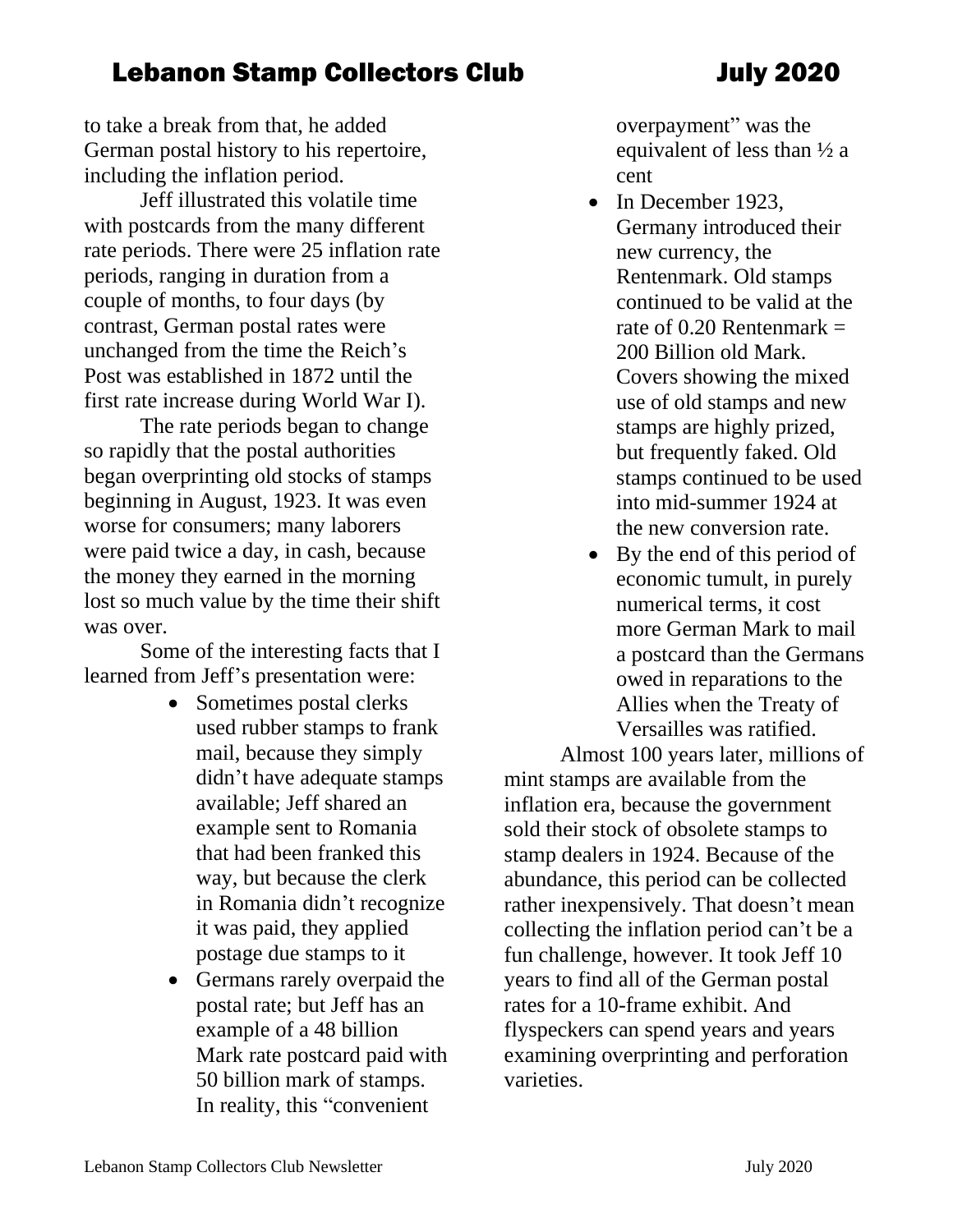to take a break from that, he added German postal history to his repertoire, including the inflation period.

Jeff illustrated this volatile time with postcards from the many different rate periods. There were 25 inflation rate periods, ranging in duration from a couple of months, to four days (by contrast, German postal rates were unchanged from the time the Reich's Post was established in 1872 until the first rate increase during World War I).

The rate periods began to change so rapidly that the postal authorities began overprinting old stocks of stamps beginning in August, 1923. It was even worse for consumers; many laborers were paid twice a day, in cash, because the money they earned in the morning lost so much value by the time their shift was over.

Some of the interesting facts that I learned from Jeff's presentation were:

- Sometimes postal clerks used rubber stamps to frank mail, because they simply didn't have adequate stamps available; Jeff shared an example sent to Romania that had been franked this way, but because the clerk in Romania didn't recognize it was paid, they applied postage due stamps to it
- Germans rarely overpaid the postal rate; but Jeff has an example of a 48 billion Mark rate postcard paid with 50 billion mark of stamps. In reality, this "convenient overpayment" was the equivalent of less than ½ a cent
- In December 1923, Germany introduced their new currency, the Rentenmark. Old stamps continued to be valid at the rate of 0.20 Rentenmark = 200 Billion old Mark. Covers showing the mixed use of old stamps and new stamps are highly prized, but frequently faked. Old stamps continued to be used into mid-summer 1924 at the new conversion rate.
- By the end of this period of economic tumult, in purely numerical terms, it cost more German Mark to mail a postcard than the Germans owed in reparations to the Allies when the Treaty of Versailles was ratified.

Almost 100 years later, millions of mint stamps are available from the inflation era, because the government sold their stock of obsolete stamps to stamp dealers in 1924. Because of the abundance, this period can be collected rather inexpensively. That doesn't mean collecting the inflation period can't be a fun challenge, however. It took Jeff 10 years to find all of the German postal rates for a 10-frame exhibit. And flyspeckers can spend years and years examining overprinting and perforation varieties.